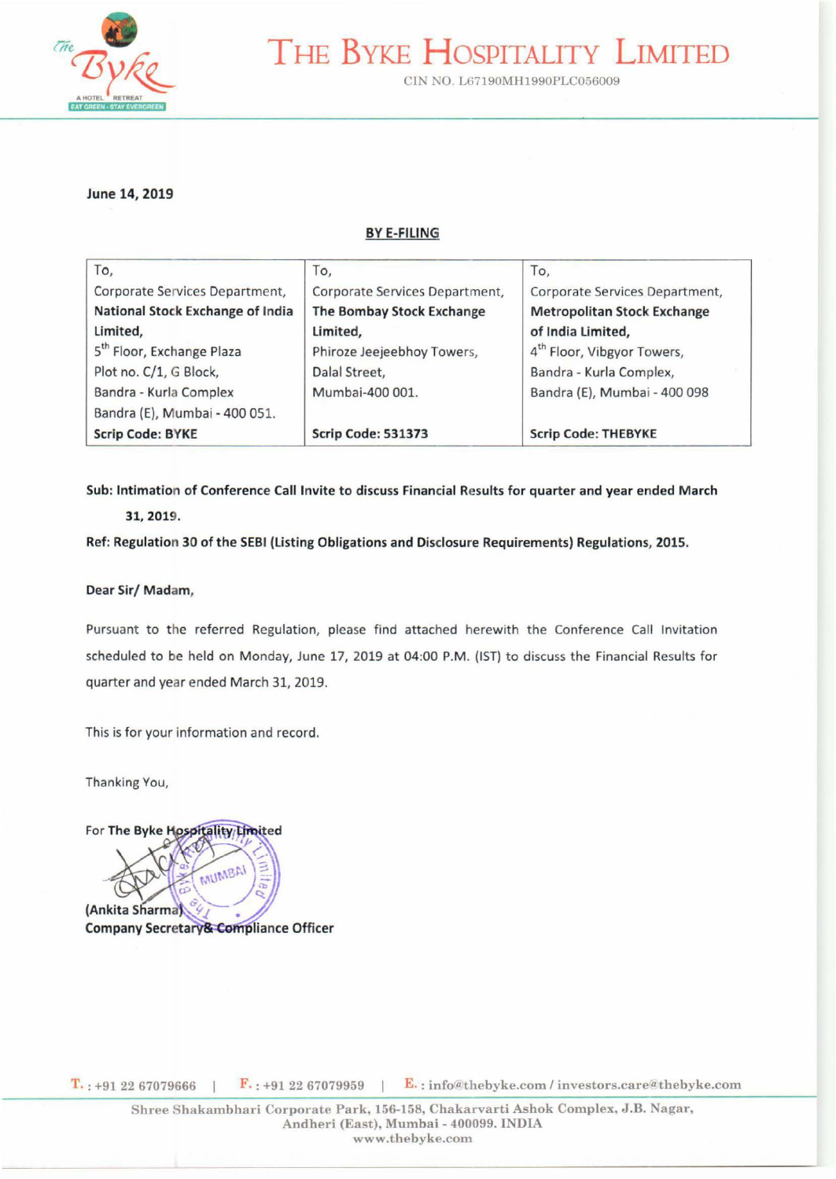# THE BYKE HOSPITALITY LIMITED

CIN NO. L67190MH1990PLC056009

**June 14, 2019**

**BY E-FILING**

| To, | To, | To, |
|---|---|---|
| Corporate Services Department, | Corporate Services Department, | Corporate Services Department, |
| **National Stock Exchange of India Limited,** | **The Bombay Stock Exchange Limited,** | **Metropolitan Stock Exchange of India Limited,** |
| 5th Floor, Exchange Plaza | Phiroze Jeejeebhoy Towers, | 4th Floor, Vibgyor Towers, |
| Plot no. C/1, G Block, | Dalal Street, | Bandra - Kurla Complex, |
| Bandra - Kurla Complex | Mumbai-400 001. | Bandra (E), Mumbai - 400 098 |
| Bandra (E), Mumbai - 400 051. | | |
| **Scrip Code: BYKE** | **Scrip Code: 531373** | **Scrip Code: THEBYKE** |

**Sub: Intimation of Conference Call Invite to discuss Financial Results for quarter and year ended March 31, 2019.**

**Ref: Regulation 30 of the SEBI (Listing Obligations and Disclosure Requirements) Regulations, 2015.**

**Dear Sir/ Madam,**

Pursuant to the referred Regulation, please find attached herewith the Conference Call Invitation scheduled to be held on Monday, June 17, 2019 at 04:00 P.M. (IST) to discuss the Financial Results for quarter and year ended March 31, 2019.

This is for your information and record.

Thanking You,

For **The Byke Hospitality Limited**

**(Ankita Sharma)**
**Company Secretary & Compliance Officer**

T. : +91 22 67079666 | F. : +91 22 67079959 | E. : info@thebyke.com / investors.care@thebyke.com

Shree Shakambhari Corporate Park, 156-158, Chakarvarti Ashok Complex, J.B. Nagar, Andheri (East), Mumbai - 400099. INDIA
www.thebyke.com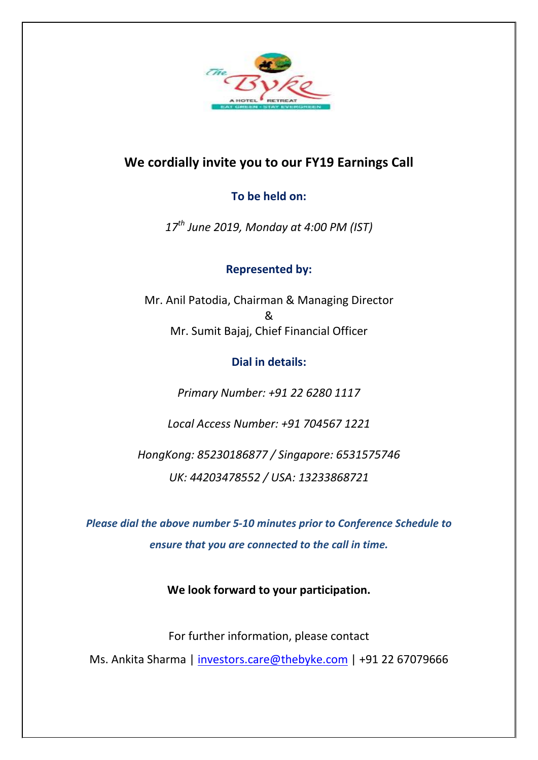## We cordially invite you to our FY19 Earnings Call

**To be held on:**

*17th June 2019, Monday at 4:00 PM (IST)*

**Represented by:**

Mr. Anil Patodia, Chairman & Managing Director
&
Mr. Sumit Bajaj, Chief Financial Officer

**Dial in details:**

*Primary Number: +91 22 6280 1117*

*Local Access Number: +91 704567 1221*

*HongKong: 85230186877 / Singapore: 6531575746*

*UK: 44203478552 / USA: 13233868721*

***Please dial the above number 5-10 minutes prior to Conference Schedule to ensure that you are connected to the call in time.***

**We look forward to your participation.**

For further information, please contact

Ms. Ankita Sharma | investors.care@thebyke.com | +91 22 67079666